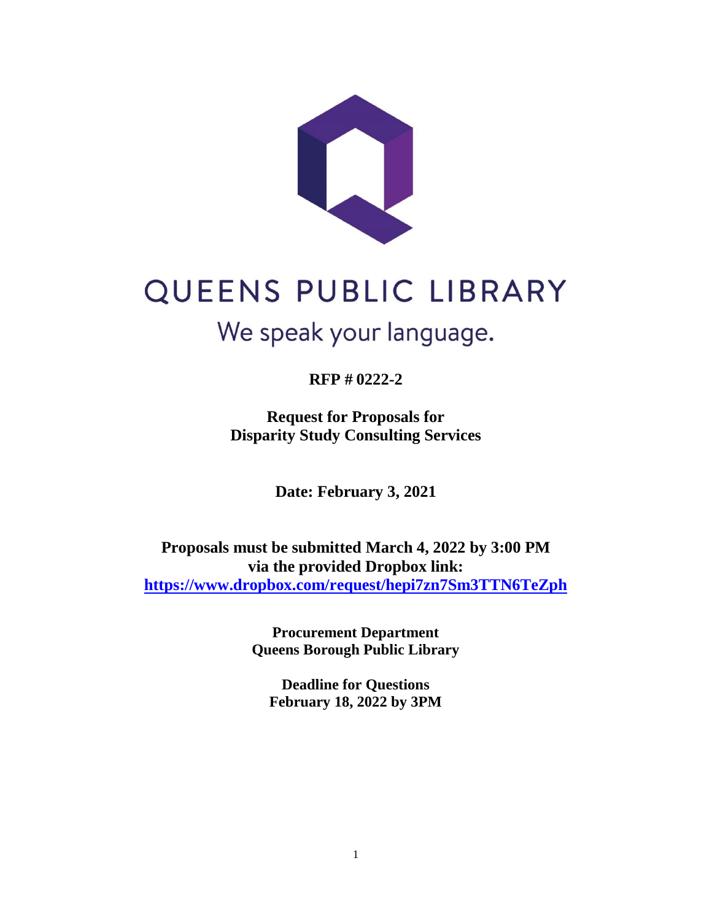# QUEENS PUBLIC LIBRARY

We speak your language.

**RFP # 0222-2**

**Request for Proposals for**
**Disparity Study Consulting Services**

**Date: February 3, 2021**

**Proposals must be submitted March 4, 2022 by 3:00 PM**
**via the provided Dropbox link:**
**https://www.dropbox.com/request/hepi7zn7Sm3TTN6TeZph**

**Procurement Department**
**Queens Borough Public Library**

**Deadline for Questions**
**February 18, 2022 by 3PM**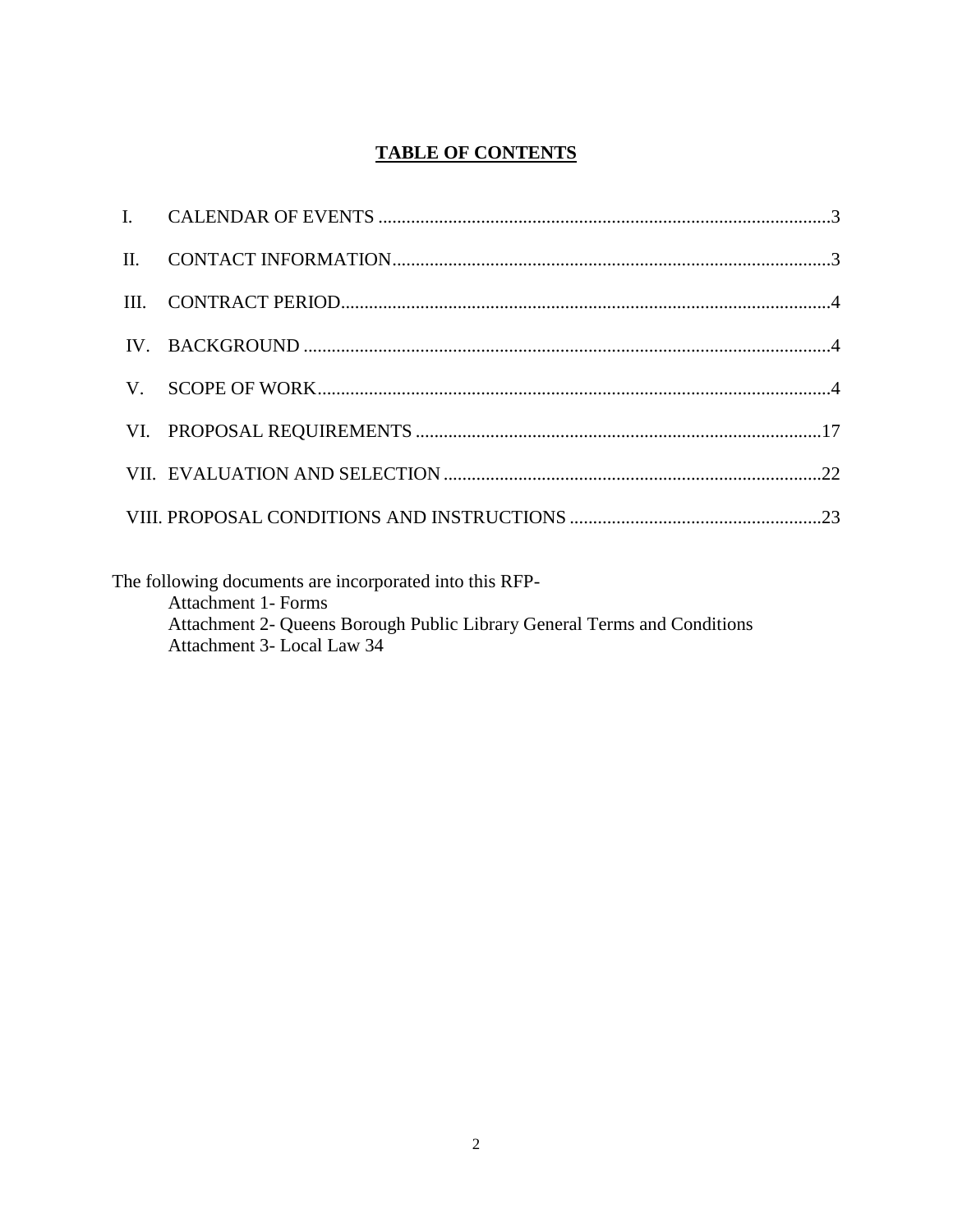# TABLE OF CONTENTS

I. CALENDAR OF EVENTS .................................................................................................3

II. CONTACT INFORMATION..............................................................................................3

III. CONTRACT PERIOD........................................................................................................4

IV. BACKGROUND .................................................................................................................4

V. SCOPE OF WORK..............................................................................................................4

VI. PROPOSAL REQUIREMENTS .......................................................................................17

VII. EVALUATION AND SELECTION .................................................................................22

VIII. PROPOSAL CONDITIONS AND INSTRUCTIONS ......................................................23

The following documents are incorporated into this RFP-

- Attachment 1- Forms
- Attachment 2- Queens Borough Public Library General Terms and Conditions
- Attachment 3- Local Law 34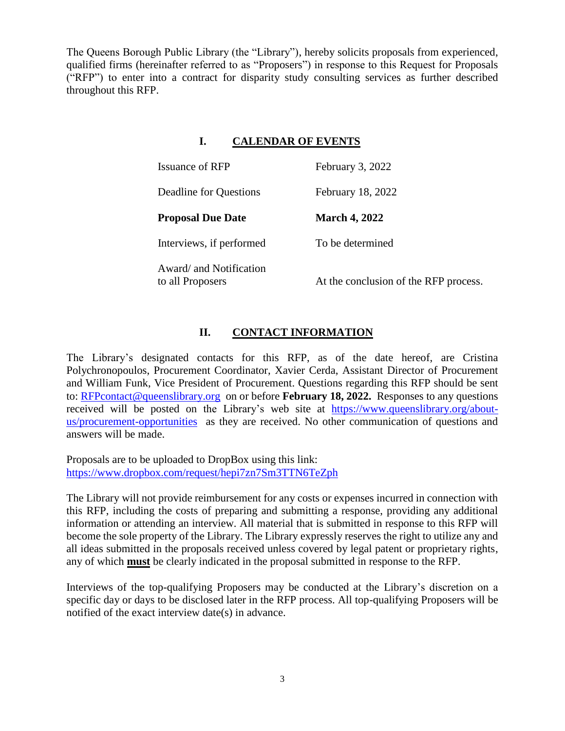The Queens Borough Public Library (the "Library"), hereby solicits proposals from experienced, qualified firms (hereinafter referred to as "Proposers") in response to this Request for Proposals ("RFP") to enter into a contract for disparity study consulting services as further described throughout this RFP.

## I. CALENDAR OF EVENTS

| | |
|---|---|
| Issuance of RFP | February 3, 2022 |
| Deadline for Questions | February 18, 2022 |
| **Proposal Due Date** | **March 4, 2022** |
| Interviews, if performed | To be determined |
| Award/ and Notification to all Proposers | At the conclusion of the RFP process. |

## II. CONTACT INFORMATION

The Library's designated contacts for this RFP, as of the date hereof, are Cristina Polychronopoulos, Procurement Coordinator, Xavier Cerda, Assistant Director of Procurement and William Funk, Vice President of Procurement. Questions regarding this RFP should be sent to: RFPcontact@queenslibrary.org on or before **February 18, 2022.** Responses to any questions received will be posted on the Library's web site at https://www.queenslibrary.org/about-us/procurement-opportunities as they are received. No other communication of questions and answers will be made.

Proposals are to be uploaded to DropBox using this link:
https://www.dropbox.com/request/hepi7zn7Sm3TTN6TeZph

The Library will not provide reimbursement for any costs or expenses incurred in connection with this RFP, including the costs of preparing and submitting a response, providing any additional information or attending an interview. All material that is submitted in response to this RFP will become the sole property of the Library. The Library expressly reserves the right to utilize any and all ideas submitted in the proposals received unless covered by legal patent or proprietary rights, any of which **must** be clearly indicated in the proposal submitted in response to the RFP.

Interviews of the top-qualifying Proposers may be conducted at the Library's discretion on a specific day or days to be disclosed later in the RFP process. All top-qualifying Proposers will be notified of the exact interview date(s) in advance.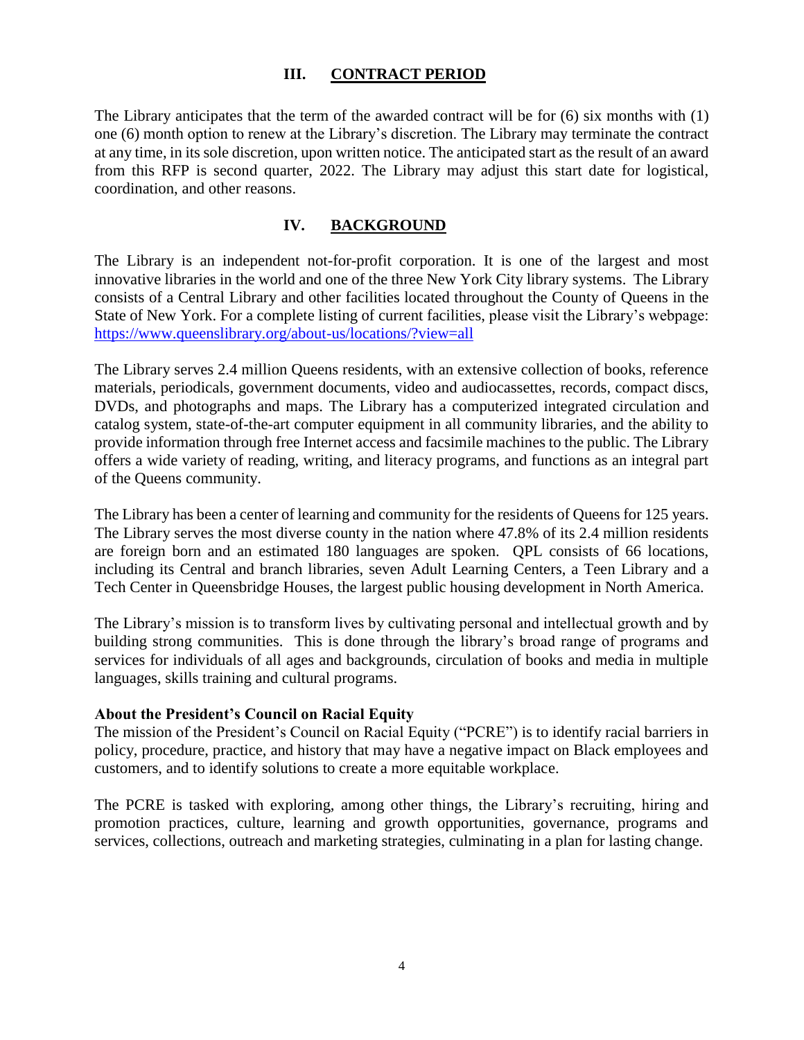## III. CONTRACT PERIOD

The Library anticipates that the term of the awarded contract will be for (6) six months with (1) one (6) month option to renew at the Library's discretion. The Library may terminate the contract at any time, in its sole discretion, upon written notice. The anticipated start as the result of an award from this RFP is second quarter, 2022. The Library may adjust this start date for logistical, coordination, and other reasons.

## IV. BACKGROUND

The Library is an independent not-for-profit corporation. It is one of the largest and most innovative libraries in the world and one of the three New York City library systems. The Library consists of a Central Library and other facilities located throughout the County of Queens in the State of New York. For a complete listing of current facilities, please visit the Library's webpage: https://www.queenslibrary.org/about-us/locations/?view=all

The Library serves 2.4 million Queens residents, with an extensive collection of books, reference materials, periodicals, government documents, video and audiocassettes, records, compact discs, DVDs, and photographs and maps. The Library has a computerized integrated circulation and catalog system, state-of-the-art computer equipment in all community libraries, and the ability to provide information through free Internet access and facsimile machines to the public. The Library offers a wide variety of reading, writing, and literacy programs, and functions as an integral part of the Queens community.

The Library has been a center of learning and community for the residents of Queens for 125 years. The Library serves the most diverse county in the nation where 47.8% of its 2.4 million residents are foreign born and an estimated 180 languages are spoken. QPL consists of 66 locations, including its Central and branch libraries, seven Adult Learning Centers, a Teen Library and a Tech Center in Queensbridge Houses, the largest public housing development in North America.

The Library's mission is to transform lives by cultivating personal and intellectual growth and by building strong communities. This is done through the library's broad range of programs and services for individuals of all ages and backgrounds, circulation of books and media in multiple languages, skills training and cultural programs.

**About the President's Council on Racial Equity**

The mission of the President's Council on Racial Equity ("PCRE") is to identify racial barriers in policy, procedure, practice, and history that may have a negative impact on Black employees and customers, and to identify solutions to create a more equitable workplace.

The PCRE is tasked with exploring, among other things, the Library's recruiting, hiring and promotion practices, culture, learning and growth opportunities, governance, programs and services, collections, outreach and marketing strategies, culminating in a plan for lasting change.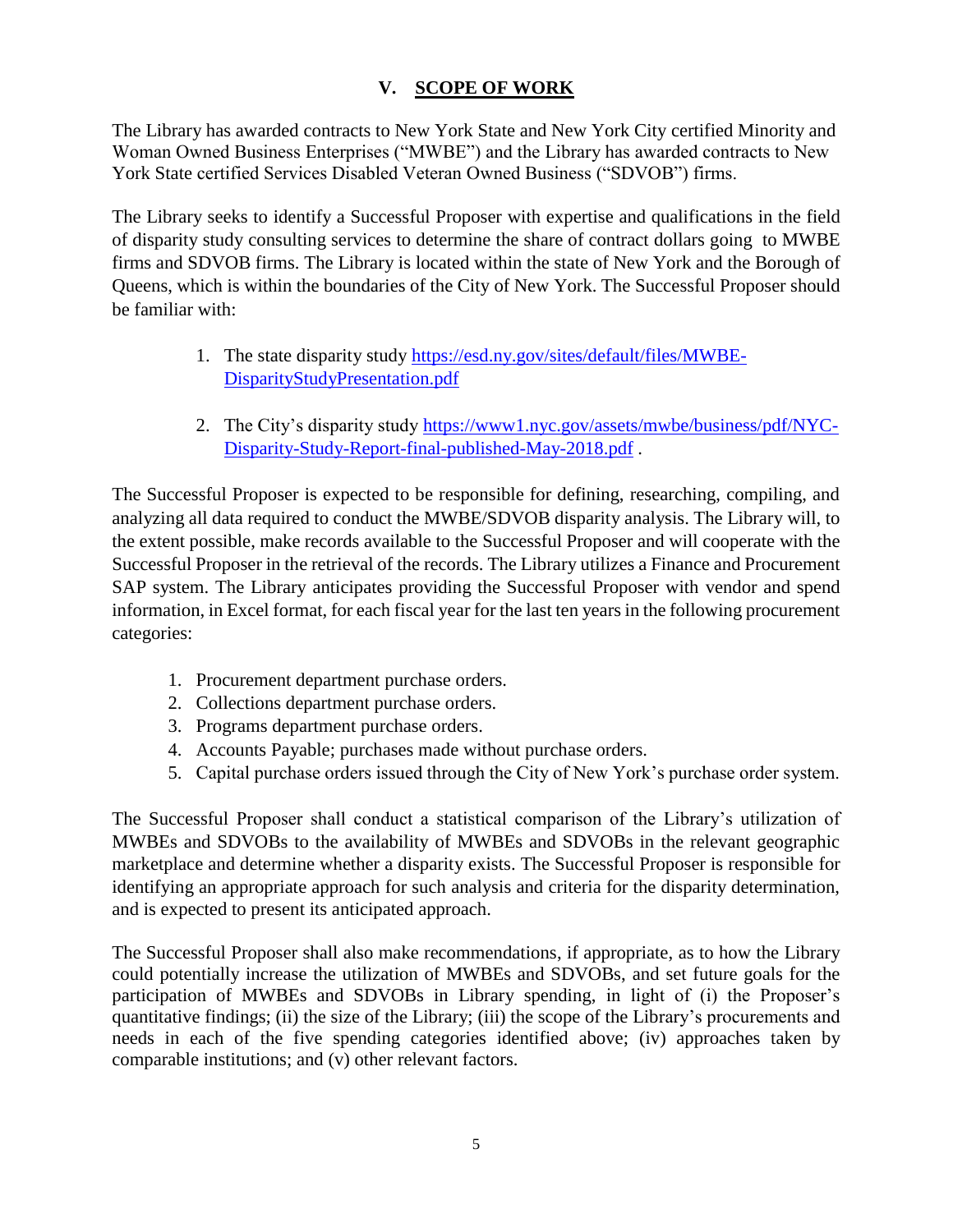## V. SCOPE OF WORK

The Library has awarded contracts to New York State and New York City certified Minority and Woman Owned Business Enterprises ("MWBE") and the Library has awarded contracts to New York State certified Services Disabled Veteran Owned Business ("SDVOB") firms.

The Library seeks to identify a Successful Proposer with expertise and qualifications in the field of disparity study consulting services to determine the share of contract dollars going to MWBE firms and SDVOB firms. The Library is located within the state of New York and the Borough of Queens, which is within the boundaries of the City of New York. The Successful Proposer should be familiar with:

1. The state disparity study https://esd.ny.gov/sites/default/files/MWBE-DisparityStudyPresentation.pdf

2. The City's disparity study https://www1.nyc.gov/assets/mwbe/business/pdf/NYC-Disparity-Study-Report-final-published-May-2018.pdf .

The Successful Proposer is expected to be responsible for defining, researching, compiling, and analyzing all data required to conduct the MWBE/SDVOB disparity analysis. The Library will, to the extent possible, make records available to the Successful Proposer and will cooperate with the Successful Proposer in the retrieval of the records. The Library utilizes a Finance and Procurement SAP system. The Library anticipates providing the Successful Proposer with vendor and spend information, in Excel format, for each fiscal year for the last ten years in the following procurement categories:

1. Procurement department purchase orders.
2. Collections department purchase orders.
3. Programs department purchase orders.
4. Accounts Payable; purchases made without purchase orders.
5. Capital purchase orders issued through the City of New York's purchase order system.

The Successful Proposer shall conduct a statistical comparison of the Library's utilization of MWBEs and SDVOBs to the availability of MWBEs and SDVOBs in the relevant geographic marketplace and determine whether a disparity exists. The Successful Proposer is responsible for identifying an appropriate approach for such analysis and criteria for the disparity determination, and is expected to present its anticipated approach.

The Successful Proposer shall also make recommendations, if appropriate, as to how the Library could potentially increase the utilization of MWBEs and SDVOBs, and set future goals for the participation of MWBEs and SDVOBs in Library spending, in light of (i) the Proposer's quantitative findings; (ii) the size of the Library; (iii) the scope of the Library's procurements and needs in each of the five spending categories identified above; (iv) approaches taken by comparable institutions; and (v) other relevant factors.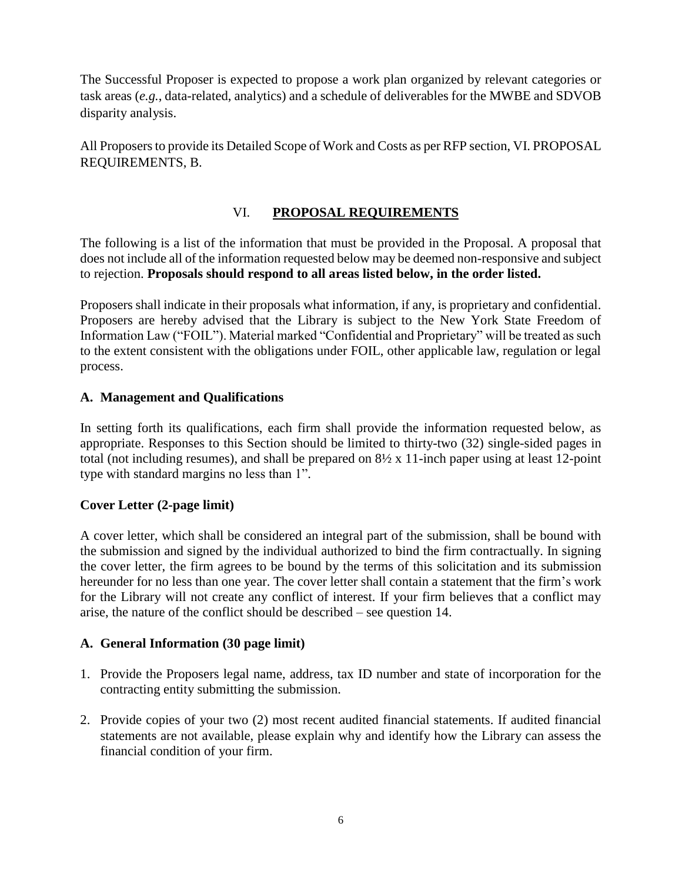The Successful Proposer is expected to propose a work plan organized by relevant categories or task areas (*e.g.*, data-related, analytics) and a schedule of deliverables for the MWBE and SDVOB disparity analysis.

All Proposers to provide its Detailed Scope of Work and Costs as per RFP section, VI. PROPOSAL REQUIREMENTS, B.

## VI. PROPOSAL REQUIREMENTS

The following is a list of the information that must be provided in the Proposal. A proposal that does not include all of the information requested below may be deemed non-responsive and subject to rejection. **Proposals should respond to all areas listed below, in the order listed.**

Proposers shall indicate in their proposals what information, if any, is proprietary and confidential. Proposers are hereby advised that the Library is subject to the New York State Freedom of Information Law ("FOIL"). Material marked "Confidential and Proprietary" will be treated as such to the extent consistent with the obligations under FOIL, other applicable law, regulation or legal process.

### A. Management and Qualifications

In setting forth its qualifications, each firm shall provide the information requested below, as appropriate. Responses to this Section should be limited to thirty-two (32) single-sided pages in total (not including resumes), and shall be prepared on 8½ x 11-inch paper using at least 12-point type with standard margins no less than 1".

### Cover Letter (2-page limit)

A cover letter, which shall be considered an integral part of the submission, shall be bound with the submission and signed by the individual authorized to bind the firm contractually. In signing the cover letter, the firm agrees to be bound by the terms of this solicitation and its submission hereunder for no less than one year. The cover letter shall contain a statement that the firm's work for the Library will not create any conflict of interest. If your firm believes that a conflict may arise, the nature of the conflict should be described – see question 14.

### A. General Information (30 page limit)

1. Provide the Proposers legal name, address, tax ID number and state of incorporation for the contracting entity submitting the submission.
2. Provide copies of your two (2) most recent audited financial statements. If audited financial statements are not available, please explain why and identify how the Library can assess the financial condition of your firm.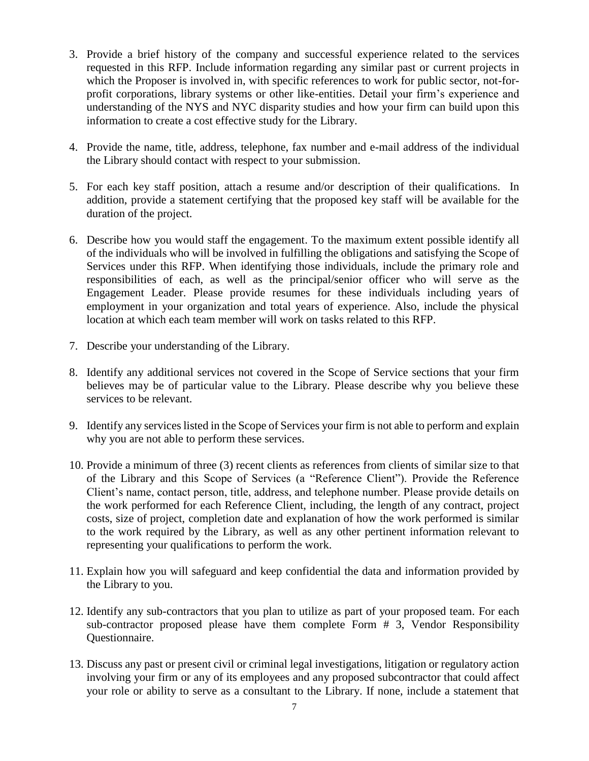3. Provide a brief history of the company and successful experience related to the services requested in this RFP. Include information regarding any similar past or current projects in which the Proposer is involved in, with specific references to work for public sector, not-for-profit corporations, library systems or other like-entities. Detail your firm's experience and understanding of the NYS and NYC disparity studies and how your firm can build upon this information to create a cost effective study for the Library.

4. Provide the name, title, address, telephone, fax number and e-mail address of the individual the Library should contact with respect to your submission.

5. For each key staff position, attach a resume and/or description of their qualifications. In addition, provide a statement certifying that the proposed key staff will be available for the duration of the project.

6. Describe how you would staff the engagement. To the maximum extent possible identify all of the individuals who will be involved in fulfilling the obligations and satisfying the Scope of Services under this RFP. When identifying those individuals, include the primary role and responsibilities of each, as well as the principal/senior officer who will serve as the Engagement Leader. Please provide resumes for these individuals including years of employment in your organization and total years of experience. Also, include the physical location at which each team member will work on tasks related to this RFP.

7. Describe your understanding of the Library.

8. Identify any additional services not covered in the Scope of Service sections that your firm believes may be of particular value to the Library. Please describe why you believe these services to be relevant.

9. Identify any services listed in the Scope of Services your firm is not able to perform and explain why you are not able to perform these services.

10. Provide a minimum of three (3) recent clients as references from clients of similar size to that of the Library and this Scope of Services (a "Reference Client"). Provide the Reference Client's name, contact person, title, address, and telephone number. Please provide details on the work performed for each Reference Client, including, the length of any contract, project costs, size of project, completion date and explanation of how the work performed is similar to the work required by the Library, as well as any other pertinent information relevant to representing your qualifications to perform the work.

11. Explain how you will safeguard and keep confidential the data and information provided by the Library to you.

12. Identify any sub-contractors that you plan to utilize as part of your proposed team. For each sub-contractor proposed please have them complete Form # 3, Vendor Responsibility Questionnaire.

13. Discuss any past or present civil or criminal legal investigations, litigation or regulatory action involving your firm or any of its employees and any proposed subcontractor that could affect your role or ability to serve as a consultant to the Library. If none, include a statement that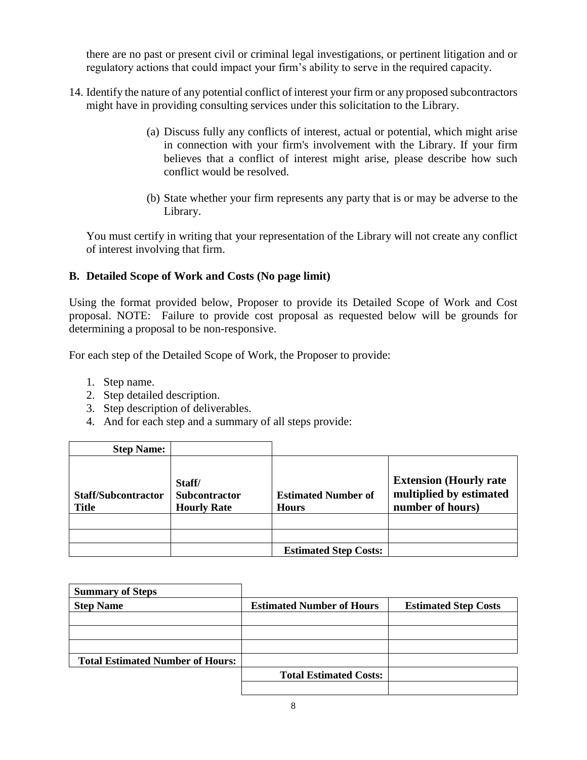there are no past or present civil or criminal legal investigations, or pertinent litigation and or regulatory actions that could impact your firm's ability to serve in the required capacity.

14. Identify the nature of any potential conflict of interest your firm or any proposed subcontractors might have in providing consulting services under this solicitation to the Library.

    (a) Discuss fully any conflicts of interest, actual or potential, which might arise in connection with your firm's involvement with the Library. If your firm believes that a conflict of interest might arise, please describe how such conflict would be resolved.

    (b) State whether your firm represents any party that is or may be adverse to the Library.

    You must certify in writing that your representation of the Library will not create any conflict of interest involving that firm.

### B. Detailed Scope of Work and Costs (No page limit)

Using the format provided below, Proposer to provide its Detailed Scope of Work and Cost proposal. NOTE: Failure to provide cost proposal as requested below will be grounds for determining a proposal to be non-responsive.

For each step of the Detailed Scope of Work, the Proposer to provide:

1. Step name.
2. Step detailed description.
3. Step description of deliverables.
4. And for each step and a summary of all steps provide:

| **Step Name:** | | | |
|---|---|---|---|
| **Staff/Subcontractor Title** | **Staff/ Subcontractor Hourly Rate** | **Estimated Number of Hours** | **Extension (Hourly rate multiplied by estimated number of hours)** |
| | | | |
| | | | |
| | | **Estimated Step Costs:** | |

| **Summary of Steps** | | |
|---|---|---|
| **Step Name** | **Estimated Number of Hours** | **Estimated Step Costs** |
| | | |
| | | |
| | | |
| **Total Estimated Number of Hours:** | | |
| | **Total Estimated Costs:** | |
| | | |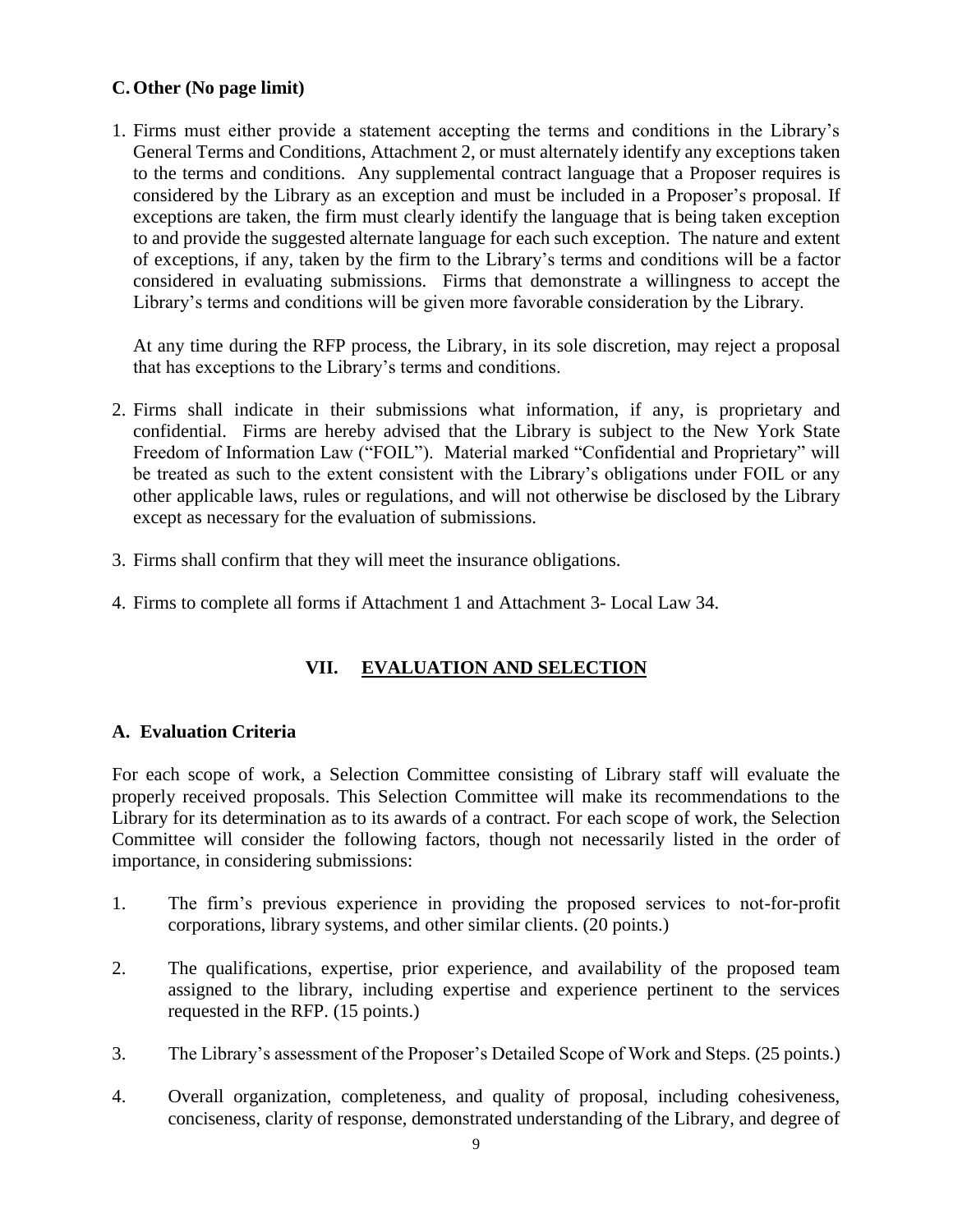### C. Other (No page limit)

1. Firms must either provide a statement accepting the terms and conditions in the Library's General Terms and Conditions, Attachment 2, or must alternately identify any exceptions taken to the terms and conditions. Any supplemental contract language that a Proposer requires is considered by the Library as an exception and must be included in a Proposer's proposal. If exceptions are taken, the firm must clearly identify the language that is being taken exception to and provide the suggested alternate language for each such exception. The nature and extent of exceptions, if any, taken by the firm to the Library's terms and conditions will be a factor considered in evaluating submissions. Firms that demonstrate a willingness to accept the Library's terms and conditions will be given more favorable consideration by the Library.

   At any time during the RFP process, the Library, in its sole discretion, may reject a proposal that has exceptions to the Library's terms and conditions.

2. Firms shall indicate in their submissions what information, if any, is proprietary and confidential. Firms are hereby advised that the Library is subject to the New York State Freedom of Information Law ("FOIL"). Material marked "Confidential and Proprietary" will be treated as such to the extent consistent with the Library's obligations under FOIL or any other applicable laws, rules or regulations, and will not otherwise be disclosed by the Library except as necessary for the evaluation of submissions.

3. Firms shall confirm that they will meet the insurance obligations.

4. Firms to complete all forms if Attachment 1 and Attachment 3- Local Law 34.

## VII. EVALUATION AND SELECTION

### A. Evaluation Criteria

For each scope of work, a Selection Committee consisting of Library staff will evaluate the properly received proposals. This Selection Committee will make its recommendations to the Library for its determination as to its awards of a contract. For each scope of work, the Selection Committee will consider the following factors, though not necessarily listed in the order of importance, in considering submissions:

1. The firm's previous experience in providing the proposed services to not-for-profit corporations, library systems, and other similar clients. (20 points.)

2. The qualifications, expertise, prior experience, and availability of the proposed team assigned to the library, including expertise and experience pertinent to the services requested in the RFP. (15 points.)

3. The Library's assessment of the Proposer's Detailed Scope of Work and Steps. (25 points.)

4. Overall organization, completeness, and quality of proposal, including cohesiveness, conciseness, clarity of response, demonstrated understanding of the Library, and degree of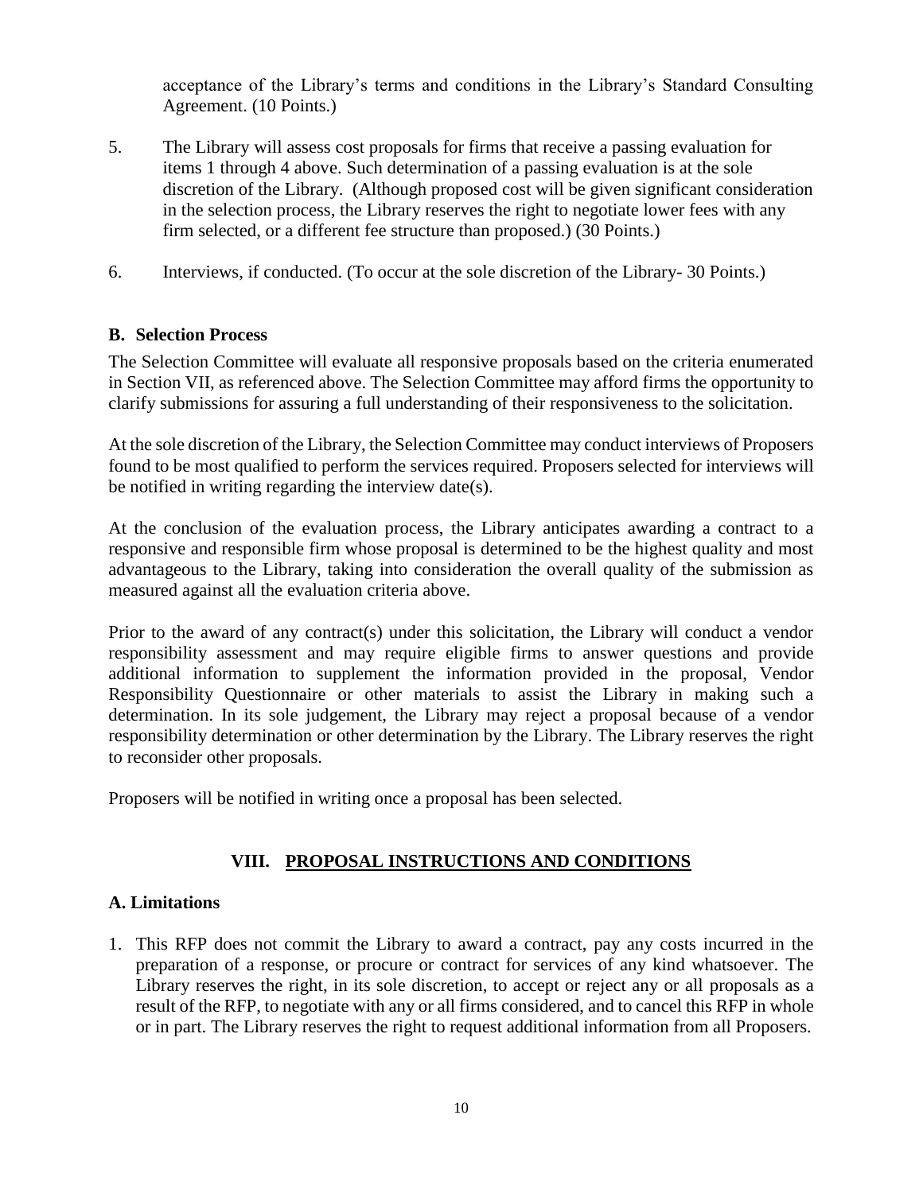acceptance of the Library's terms and conditions in the Library's Standard Consulting Agreement. (10 Points.)

5. The Library will assess cost proposals for firms that receive a passing evaluation for items 1 through 4 above. Such determination of a passing evaluation is at the sole discretion of the Library. (Although proposed cost will be given significant consideration in the selection process, the Library reserves the right to negotiate lower fees with any firm selected, or a different fee structure than proposed.) (30 Points.)

6. Interviews, if conducted. (To occur at the sole discretion of the Library- 30 Points.)

### B. Selection Process

The Selection Committee will evaluate all responsive proposals based on the criteria enumerated in Section VII, as referenced above. The Selection Committee may afford firms the opportunity to clarify submissions for assuring a full understanding of their responsiveness to the solicitation.

At the sole discretion of the Library, the Selection Committee may conduct interviews of Proposers found to be most qualified to perform the services required. Proposers selected for interviews will be notified in writing regarding the interview date(s).

At the conclusion of the evaluation process, the Library anticipates awarding a contract to a responsive and responsible firm whose proposal is determined to be the highest quality and most advantageous to the Library, taking into consideration the overall quality of the submission as measured against all the evaluation criteria above.

Prior to the award of any contract(s) under this solicitation, the Library will conduct a vendor responsibility assessment and may require eligible firms to answer questions and provide additional information to supplement the information provided in the proposal, Vendor Responsibility Questionnaire or other materials to assist the Library in making such a determination. In its sole judgement, the Library may reject a proposal because of a vendor responsibility determination or other determination by the Library. The Library reserves the right to reconsider other proposals.

Proposers will be notified in writing once a proposal has been selected.

## VIII. PROPOSAL INSTRUCTIONS AND CONDITIONS

### A. Limitations

1. This RFP does not commit the Library to award a contract, pay any costs incurred in the preparation of a response, or procure or contract for services of any kind whatsoever. The Library reserves the right, in its sole discretion, to accept or reject any or all proposals as a result of the RFP, to negotiate with any or all firms considered, and to cancel this RFP in whole or in part. The Library reserves the right to request additional information from all Proposers.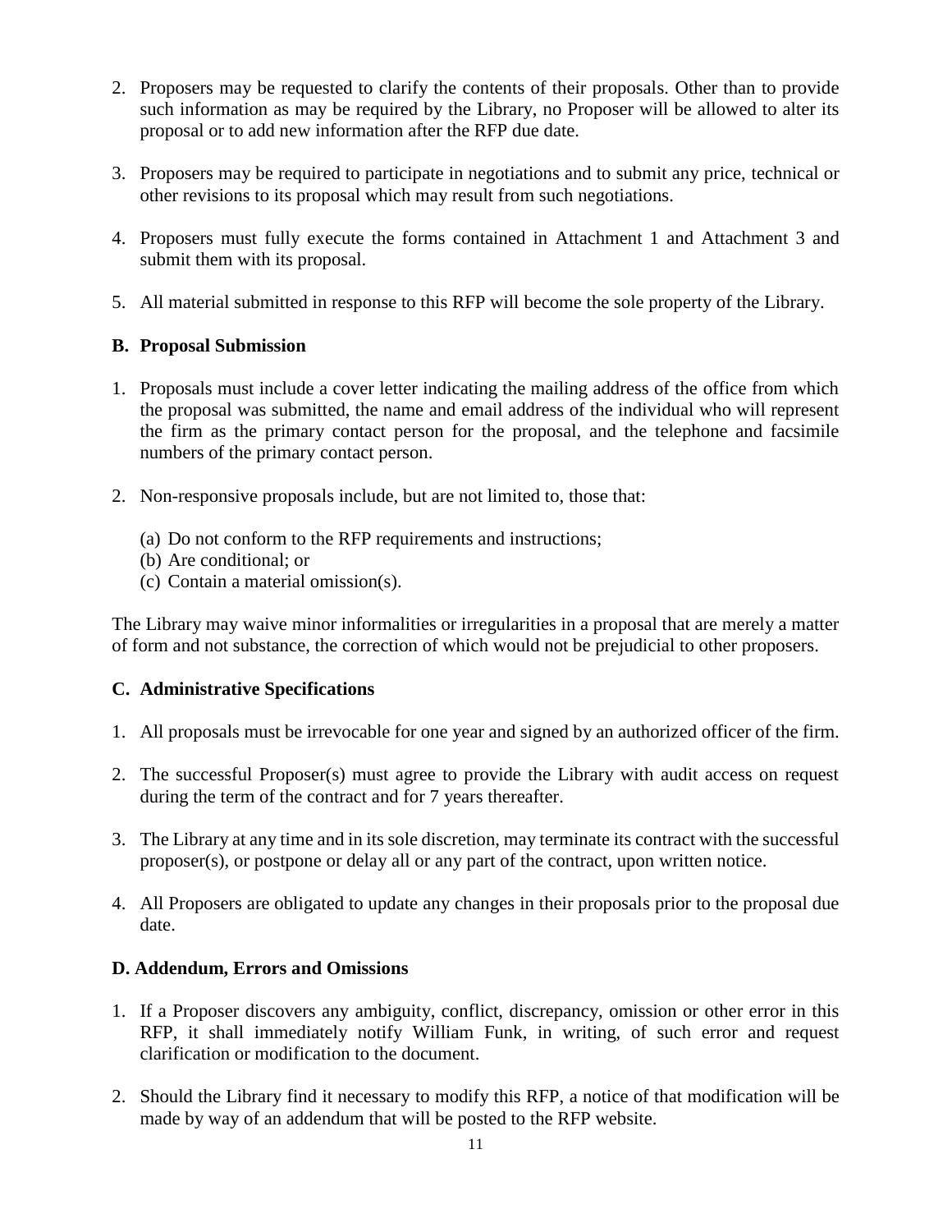2. Proposers may be requested to clarify the contents of their proposals. Other than to provide such information as may be required by the Library, no Proposer will be allowed to alter its proposal or to add new information after the RFP due date.

3. Proposers may be required to participate in negotiations and to submit any price, technical or other revisions to its proposal which may result from such negotiations.

4. Proposers must fully execute the forms contained in Attachment 1 and Attachment 3 and submit them with its proposal.

5. All material submitted in response to this RFP will become the sole property of the Library.

### B. Proposal Submission

1. Proposals must include a cover letter indicating the mailing address of the office from which the proposal was submitted, the name and email address of the individual who will represent the firm as the primary contact person for the proposal, and the telephone and facsimile numbers of the primary contact person.

2. Non-responsive proposals include, but are not limited to, those that:

   (a) Do not conform to the RFP requirements and instructions;
   (b) Are conditional; or
   (c) Contain a material omission(s).

The Library may waive minor informalities or irregularities in a proposal that are merely a matter of form and not substance, the correction of which would not be prejudicial to other proposers.

### C. Administrative Specifications

1. All proposals must be irrevocable for one year and signed by an authorized officer of the firm.

2. The successful Proposer(s) must agree to provide the Library with audit access on request during the term of the contract and for 7 years thereafter.

3. The Library at any time and in its sole discretion, may terminate its contract with the successful proposer(s), or postpone or delay all or any part of the contract, upon written notice.

4. All Proposers are obligated to update any changes in their proposals prior to the proposal due date.

### D. Addendum, Errors and Omissions

1. If a Proposer discovers any ambiguity, conflict, discrepancy, omission or other error in this RFP, it shall immediately notify William Funk, in writing, of such error and request clarification or modification to the document.

2. Should the Library find it necessary to modify this RFP, a notice of that modification will be made by way of an addendum that will be posted to the RFP website.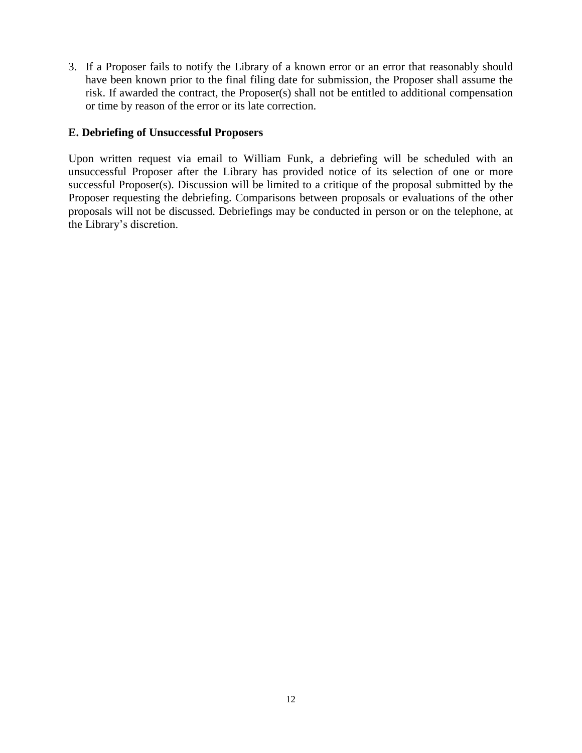3. If a Proposer fails to notify the Library of a known error or an error that reasonably should have been known prior to the final filing date for submission, the Proposer shall assume the risk. If awarded the contract, the Proposer(s) shall not be entitled to additional compensation or time by reason of the error or its late correction.

**E. Debriefing of Unsuccessful Proposers**

Upon written request via email to William Funk, a debriefing will be scheduled with an unsuccessful Proposer after the Library has provided notice of its selection of one or more successful Proposer(s). Discussion will be limited to a critique of the proposal submitted by the Proposer requesting the debriefing. Comparisons between proposals or evaluations of the other proposals will not be discussed. Debriefings may be conducted in person or on the telephone, at the Library's discretion.